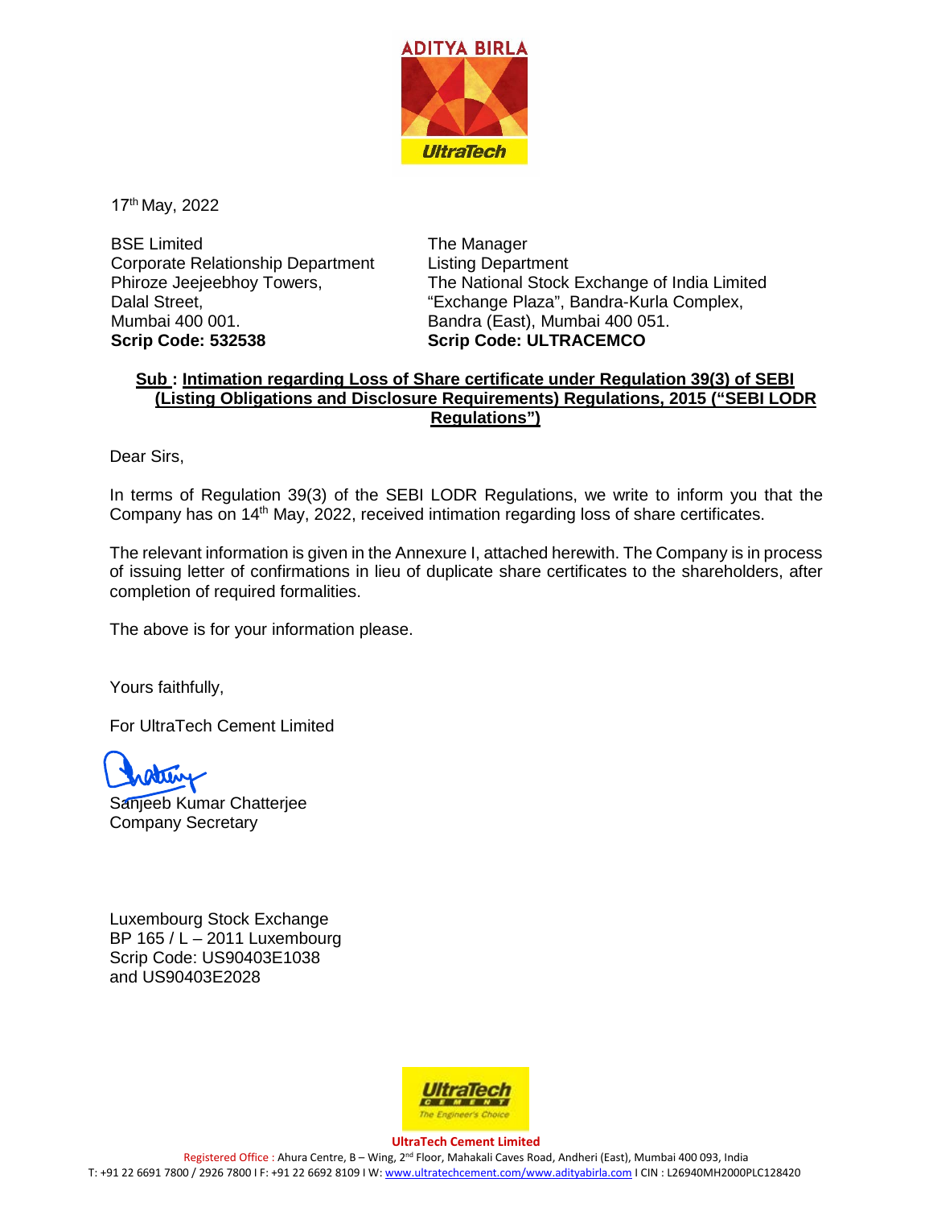17th May, 2022

BSE Limited
Corporate Relationship Department
Phiroze Jeejeebhoy Towers,
Dalal Street,
Mumbai 400 001.
**Scrip Code: 532538**

The Manager
Listing Department
The National Stock Exchange of India Limited
"Exchange Plaza", Bandra-Kurla Complex,
Bandra (East), Mumbai 400 051.
**Scrip Code: ULTRACEMCO**

**Sub : Intimation regarding Loss of Share certificate under Regulation 39(3) of SEBI (Listing Obligations and Disclosure Requirements) Regulations, 2015 ("SEBI LODR Regulations")**

Dear Sirs,

In terms of Regulation 39(3) of the SEBI LODR Regulations, we write to inform you that the Company has on 14th May, 2022, received intimation regarding loss of share certificates.

The relevant information is given in the Annexure I, attached herewith. The Company is in process of issuing letter of confirmations in lieu of duplicate share certificates to the shareholders, after completion of required formalities.

The above is for your information please.

Yours faithfully,

For UltraTech Cement Limited

Sanjeeb Kumar Chatterjee
Company Secretary

Luxembourg Stock Exchange
BP 165 / L – 2011 Luxembourg
Scrip Code: US90403E1038
and US90403E2028

**UltraTech Cement Limited**
Registered Office : Ahura Centre, B – Wing, 2nd Floor, Mahakali Caves Road, Andheri (East), Mumbai 400 093, India
T: +91 22 6691 7800 / 2926 7800 I F: +91 22 6692 8109 I W: www.ultratechcement.com/www.adityabirla.com I CIN : L26940MH2000PLC128420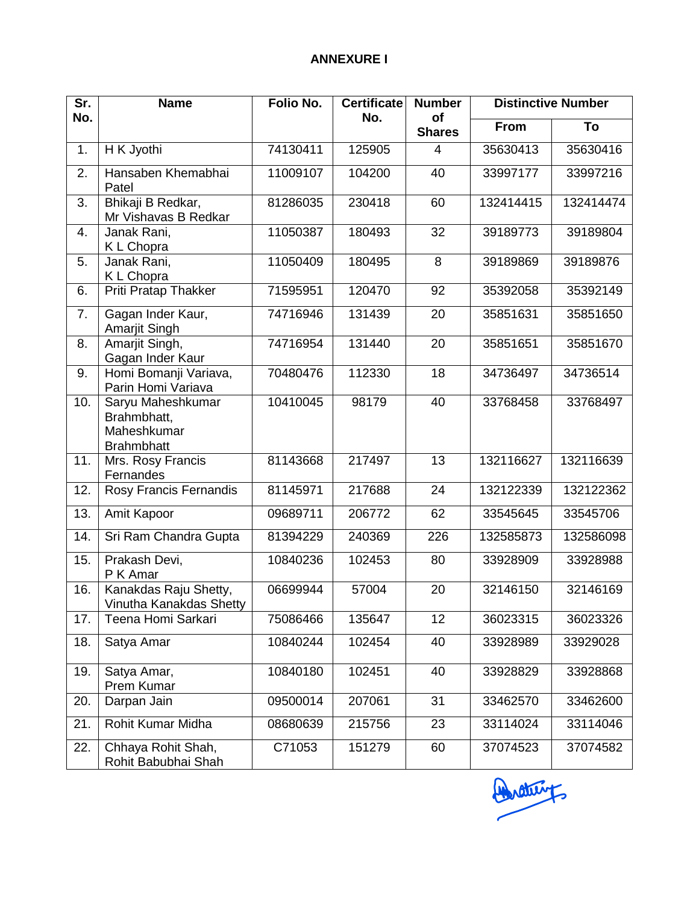**ANNEXURE I**

| Sr. No. | Name | Folio No. | Certificate No. | Number of Shares | Distinctive Number | |
|---|---|---|---|---|---|---|
| | | | | | From | To |
| 1. | H K Jyothi | 74130411 | 125905 | 4 | 35630413 | 35630416 |
| 2. | Hansaben Khemabhai Patel | 11009107 | 104200 | 40 | 33997177 | 33997216 |
| 3. | Bhikaji B Redkar, Mr Vishavas B Redkar | 81286035 | 230418 | 60 | 132414415 | 132414474 |
| 4. | Janak Rani, K L Chopra | 11050387 | 180493 | 32 | 39189773 | 39189804 |
| 5. | Janak Rani, K L Chopra | 11050409 | 180495 | 8 | 39189869 | 39189876 |
| 6. | Priti Pratap Thakker | 71595951 | 120470 | 92 | 35392058 | 35392149 |
| 7. | Gagan Inder Kaur, Amarjit Singh | 74716946 | 131439 | 20 | 35851631 | 35851650 |
| 8. | Amarjit Singh, Gagan Inder Kaur | 74716954 | 131440 | 20 | 35851651 | 35851670 |
| 9. | Homi Bomanji Variava, Parin Homi Variava | 70480476 | 112330 | 18 | 34736497 | 34736514 |
| 10. | Saryu Maheshkumar Brahmbhatt, Maheshkumar Brahmbhatt | 10410045 | 98179 | 40 | 33768458 | 33768497 |
| 11. | Mrs. Rosy Francis Fernandes | 81143668 | 217497 | 13 | 132116627 | 132116639 |
| 12. | Rosy Francis Fernandis | 81145971 | 217688 | 24 | 132122339 | 132122362 |
| 13. | Amit Kapoor | 09689711 | 206772 | 62 | 33545645 | 33545706 |
| 14. | Sri Ram Chandra Gupta | 81394229 | 240369 | 226 | 132585873 | 132586098 |
| 15. | Prakash Devi, P K Amar | 10840236 | 102453 | 80 | 33928909 | 33928988 |
| 16. | Kanakdas Raju Shetty, Vinutha Kanakdas Shetty | 06699944 | 57004 | 20 | 32146150 | 32146169 |
| 17. | Teena Homi Sarkari | 75086466 | 135647 | 12 | 36023315 | 36023326 |
| 18. | Satya Amar | 10840244 | 102454 | 40 | 33928989 | 33929028 |
| 19. | Satya Amar, Prem Kumar | 10840180 | 102451 | 40 | 33928829 | 33928868 |
| 20. | Darpan Jain | 09500014 | 207061 | 31 | 33462570 | 33462600 |
| 21. | Rohit Kumar Midha | 08680639 | 215756 | 23 | 33114024 | 33114046 |
| 22. | Chhaya Rohit Shah, Rohit Babubhai Shah | C71053 | 151279 | 60 | 37074523 | 37074582 |